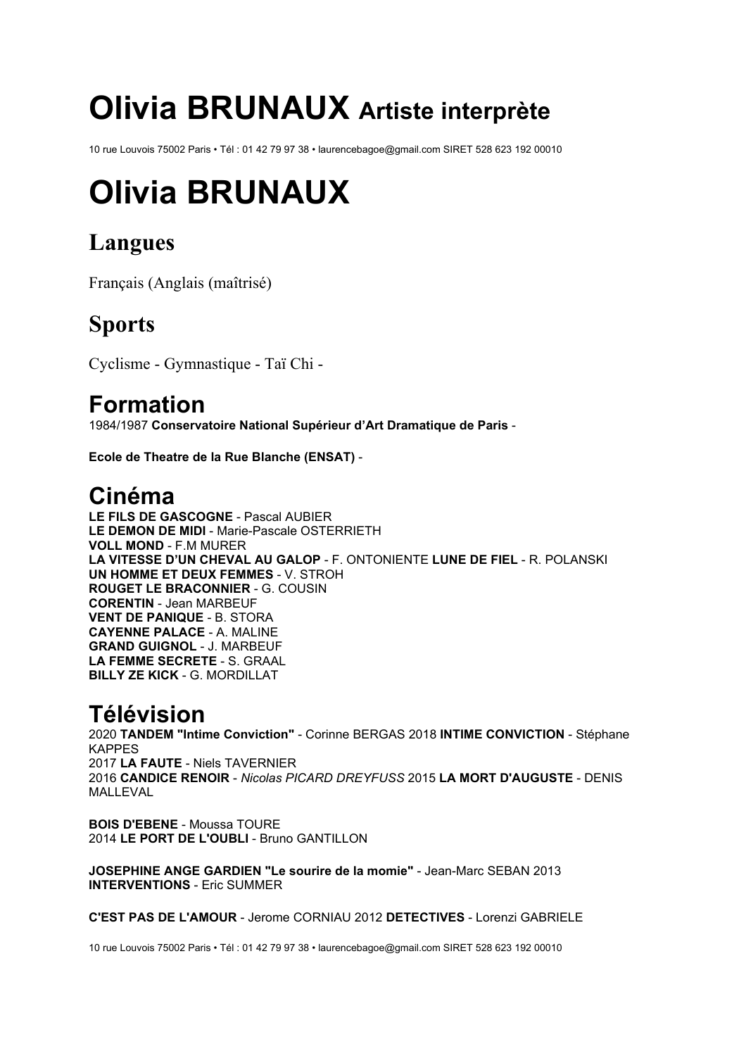# Olivia BRUNAUX Artiste interprète

10 rue Louvois 75002 Paris • Tél : 01 42 79 97 38 • laurencebagoe@gmail.com SIRET 528 623 192 00010

# Olivia BRUNAUX

## Langues

Français (Anglais (maîtrisé)

## Sports

Cyclisme - Gymnastique - Taï Chi -

## Formation

1984/1987 **Conservatoire National Supérieur d'Art Dramatique de Paris** -

**Ecole de Theatre de la Rue Blanche (ENSAT)** -

## Cinéma

**LE FILS DE GASCOGNE** - Pascal AUBIER
**LE DEMON DE MIDI** - Marie-Pascale OSTERRIETH
**VOLL MOND** - F.M MURER
**LA VITESSE D'UN CHEVAL AU GALOP** - F. ONTONIENTE **LUNE DE FIEL** - R. POLANSKI
**UN HOMME ET DEUX FEMMES** - V. STROH
**ROUGET LE BRACONNIER** - G. COUSIN
**CORENTIN** - Jean MARBEUF
**VENT DE PANIQUE** - B. STORA
**CAYENNE PALACE** - A. MALINE
**GRAND GUIGNOL** - J. MARBEUF
**LA FEMME SECRETE** - S. GRAAL
**BILLY ZE KICK** - G. MORDILLAT

## Télévision

2020 **TANDEM "Intime Conviction"** - Corinne BERGAS 2018 **INTIME CONVICTION** - Stéphane KAPPES
2017 **LA FAUTE** - Niels TAVERNIER
2016 **CANDICE RENOIR** - *Nicolas PICARD DREYFUSS* 2015 **LA MORT D'AUGUSTE** - DENIS MALLEVAL

**BOIS D'EBENE** - Moussa TOURE
2014 **LE PORT DE L'OUBLI** - Bruno GANTILLON

**JOSEPHINE ANGE GARDIEN "Le sourire de la momie"** - Jean-Marc SEBAN 2013 **INTERVENTIONS** - Eric SUMMER

**C'EST PAS DE L'AMOUR** - Jerome CORNIAU 2012 **DETECTIVES** - Lorenzi GABRIELE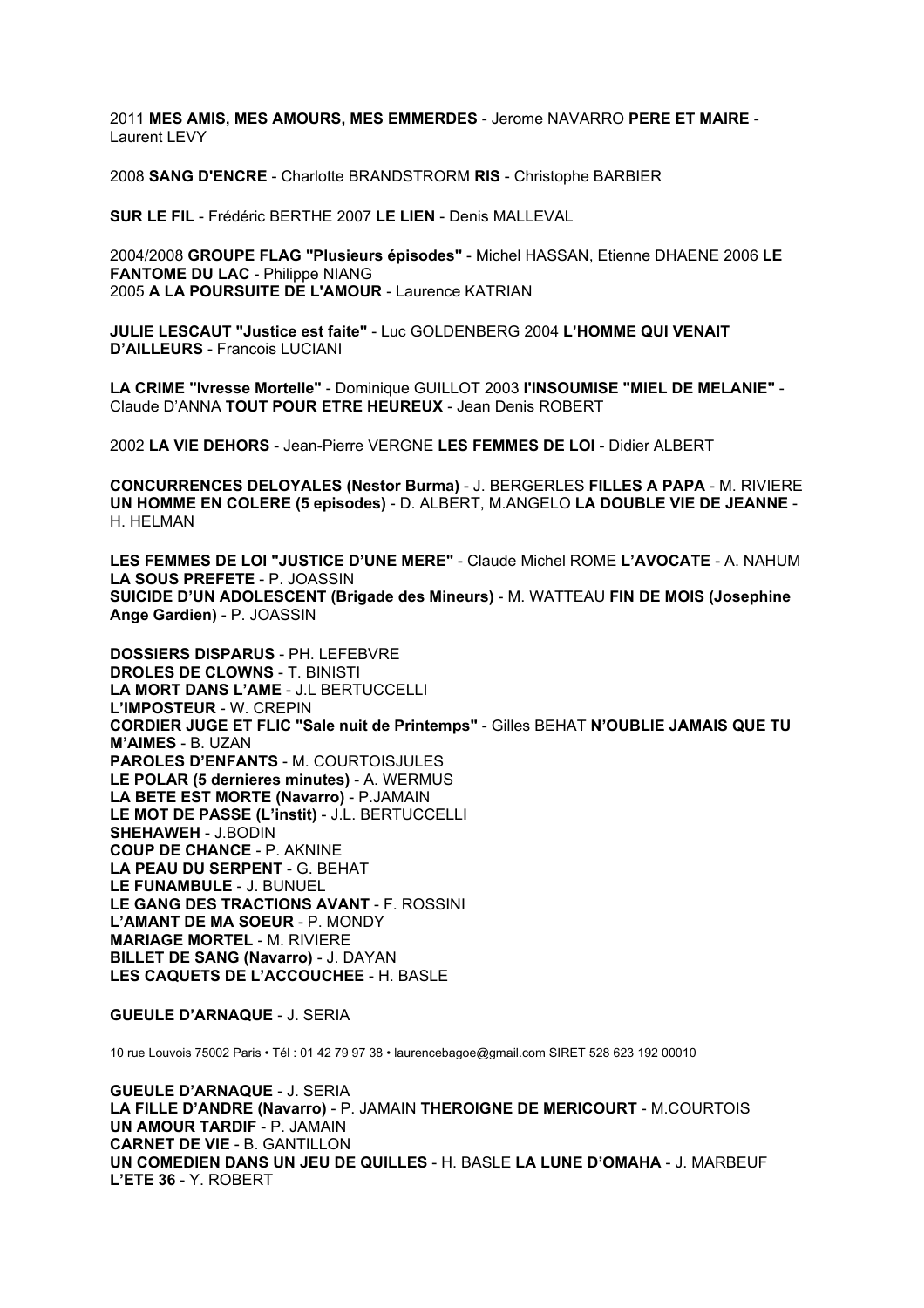2011 **MES AMIS, MES AMOURS, MES EMMERDES** - Jerome NAVARRO **PERE ET MAIRE** - Laurent LEVY

2008 **SANG D'ENCRE** - Charlotte BRANDSTRORM **RIS** - Christophe BARBIER

**SUR LE FIL** - Frédéric BERTHE 2007 **LE LIEN** - Denis MALLEVAL

2004/2008 **GROUPE FLAG "Plusieurs épisodes"** - Michel HASSAN, Etienne DHAENE 2006 **LE FANTOME DU LAC** - Philippe NIANG
2005 **A LA POURSUITE DE L'AMOUR** - Laurence KATRIAN

**JULIE LESCAUT "Justice est faite"** - Luc GOLDENBERG 2004 **L'HOMME QUI VENAIT D'AILLEURS** - Francois LUCIANI

**LA CRIME "Ivresse Mortelle"** - Dominique GUILLOT 2003 **l'INSOUMISE "MIEL DE MELANIE"** - Claude D'ANNA **TOUT POUR ETRE HEUREUX** - Jean Denis ROBERT

2002 **LA VIE DEHORS** - Jean-Pierre VERGNE **LES FEMMES DE LOI** - Didier ALBERT

**CONCURRENCES DELOYALES (Nestor Burma)** - J. BERGERLES **FILLES A PAPA** - M. RIVIERE **UN HOMME EN COLERE (5 episodes)** - D. ALBERT, M.ANGELO **LA DOUBLE VIE DE JEANNE** - H. HELMAN

**LES FEMMES DE LOI "JUSTICE D'UNE MERE"** - Claude Michel ROME **L'AVOCATE** - A. NAHUM **LA SOUS PREFETE** - P. JOASSIN
**SUICIDE D'UN ADOLESCENT (Brigade des Mineurs)** - M. WATTEAU **FIN DE MOIS (Josephine Ange Gardien)** - P. JOASSIN

**DOSSIERS DISPARUS** - PH. LEFEBVRE
**DROLES DE CLOWNS** - T. BINISTI
**LA MORT DANS L'AME** - J.L BERTUCCELLI
**L'IMPOSTEUR** - W. CREPIN
**CORDIER JUGE ET FLIC "Sale nuit de Printemps"** - Gilles BEHAT **N'OUBLIE JAMAIS QUE TU M'AIMES** - B. UZAN
**PAROLES D'ENFANTS** - M. COURTOISJULES
**LE POLAR (5 dernieres minutes)** - A. WERMUS
**LA BETE EST MORTE (Navarro)** - P.JAMAIN
**LE MOT DE PASSE (L'instit)** - J.L. BERTUCCELLI
**SHEHAWEH** - J.BODIN
**COUP DE CHANCE** - P. AKNINE
**LA PEAU DU SERPENT** - G. BEHAT
**LE FUNAMBULE** - J. BUNUEL
**LE GANG DES TRACTIONS AVANT** - F. ROSSINI
**L'AMANT DE MA SOEUR** - P. MONDY
**MARIAGE MORTEL** - M. RIVIERE
**BILLET DE SANG (Navarro)** - J. DAYAN
**LES CAQUETS DE L'ACCOUCHEE** - H. BASLE

**GUEULE D'ARNAQUE** - J. SERIA

10 rue Louvois 75002 Paris • Tél : 01 42 79 97 38 • laurencebagoe@gmail.com SIRET 528 623 192 00010

**GUEULE D'ARNAQUE** - J. SERIA
**LA FILLE D'ANDRE (Navarro)** - P. JAMAIN **THEROIGNE DE MERICOURT** - M.COURTOIS
**UN AMOUR TARDIF** - P. JAMAIN
**CARNET DE VIE** - B. GANTILLON
**UN COMEDIEN DANS UN JEU DE QUILLES** - H. BASLE **LA LUNE D'OMAHA** - J. MARBEUF
**L'ETE 36** - Y. ROBERT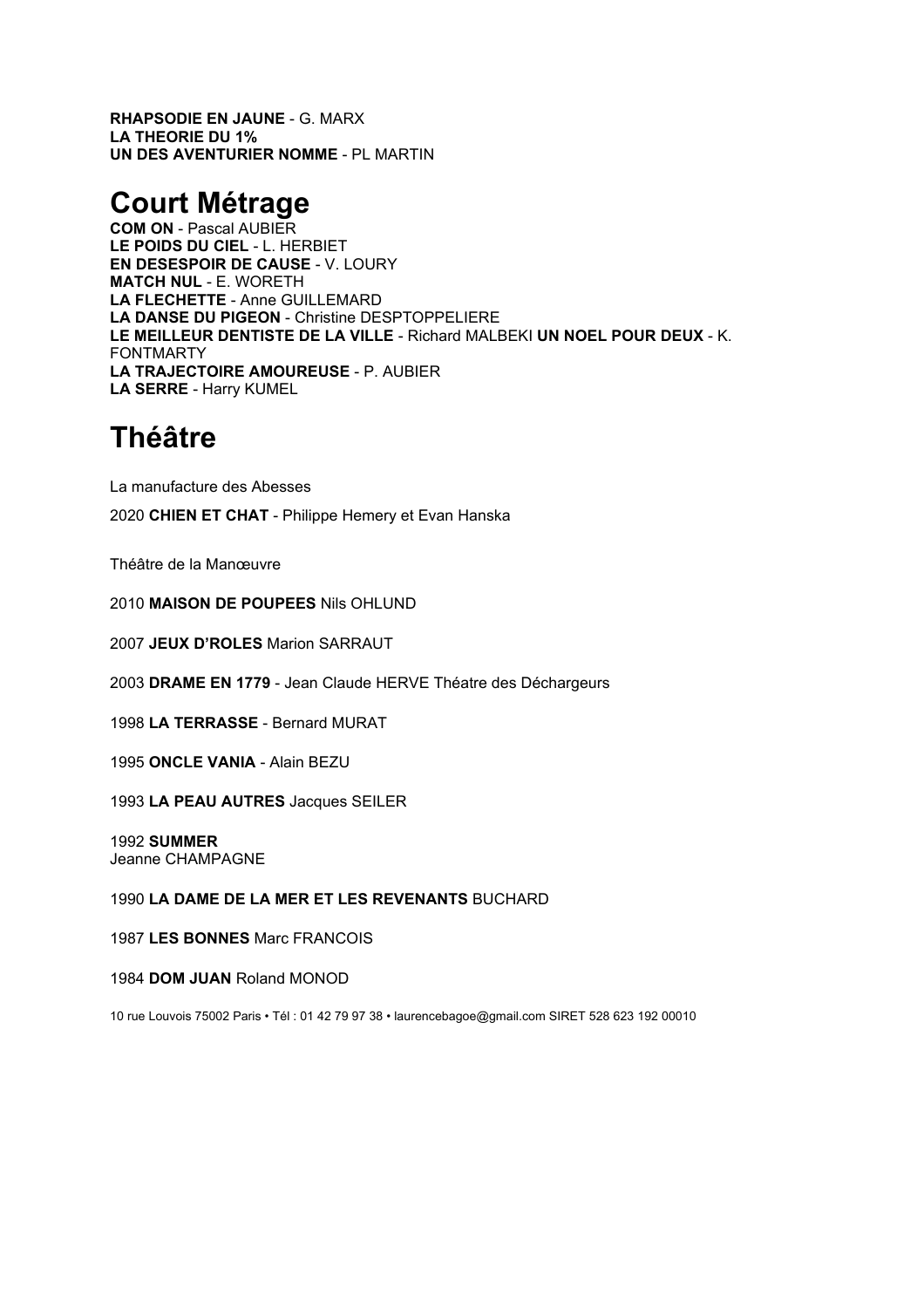**RHAPSODIE EN JAUNE** - G. MARX
**LA THEORIE DU 1%**
**UN DES AVENTURIER NOMME** - PL MARTIN

# Court Métrage

**COM ON** - Pascal AUBIER
**LE POIDS DU CIEL** - L. HERBIET
**EN DESESPOIR DE CAUSE** - V. LOURY
**MATCH NUL** - E. WORETH
**LA FLECHETTE** - Anne GUILLEMARD
**LA DANSE DU PIGEON** - Christine DESPTOPPELIERE
**LE MEILLEUR DENTISTE DE LA VILLE** - Richard MALBEKI **UN NOEL POUR DEUX** - K. FONTMARTY
**LA TRAJECTOIRE AMOUREUSE** - P. AUBIER
**LA SERRE** - Harry KUMEL

# Théâtre

La manufacture des Abesses

2020 **CHIEN ET CHAT** - Philippe Hemery et Evan Hanska

Théâtre de la Manœuvre

2010 **MAISON DE POUPEES** Nils OHLUND

2007 **JEUX D'ROLES** Marion SARRAUT

2003 **DRAME EN 1779** - Jean Claude HERVE Théatre des Déchargeurs

1998 **LA TERRASSE** - Bernard MURAT

1995 **ONCLE VANIA** - Alain BEZU

1993 **LA PEAU AUTRES** Jacques SEILER

1992 **SUMMER**
Jeanne CHAMPAGNE

1990 **LA DAME DE LA MER ET LES REVENANTS** BUCHARD

1987 **LES BONNES** Marc FRANCOIS

1984 **DOM JUAN** Roland MONOD

10 rue Louvois 75002 Paris • Tél : 01 42 79 97 38 • laurencebagoe@gmail.com SIRET 528 623 192 00010